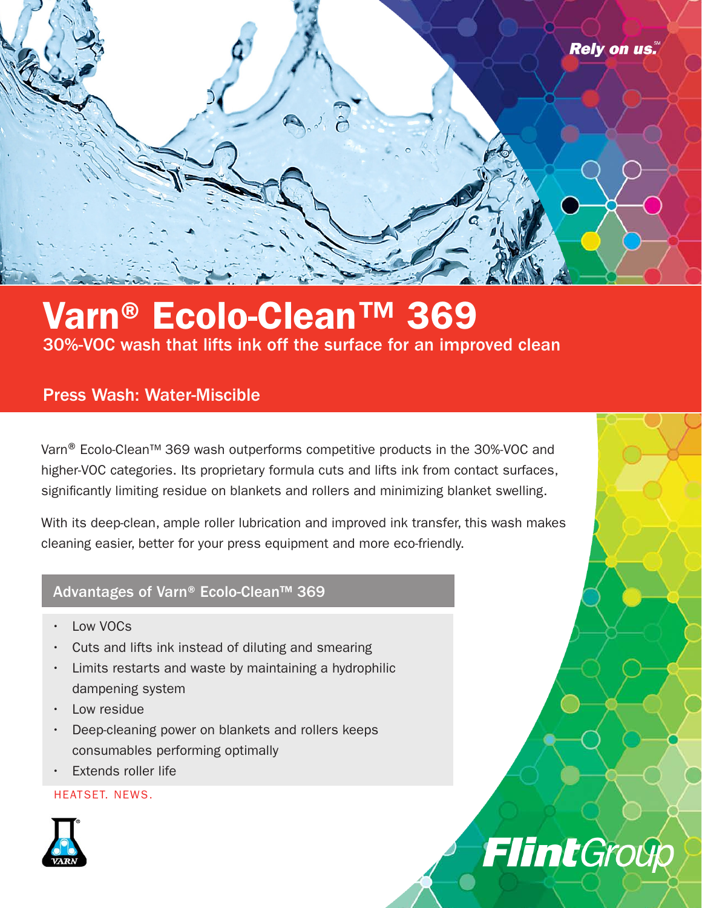Rely on us.℠

# Varn® Ecolo-Clean™ 369

30%-VOC wash that lifts ink off the surface for an improved clean

## Press Wash: Water-Miscible

Varn® Ecolo-Clean™ 369 wash outperforms competitive products in the 30%-VOC and higher-VOC categories. Its proprietary formula cuts and lifts ink from contact surfaces, significantly limiting residue on blankets and rollers and minimizing blanket swelling.

With its deep-clean, ample roller lubrication and improved ink transfer, this wash makes cleaning easier, better for your press equipment and more eco-friendly.

### Advantages of Varn® Ecolo-Clean™ 369

- Low VOCs
- Cuts and lifts ink instead of diluting and smearing
- Limits restarts and waste by maintaining a hydrophilic dampening system
- Low residue
- Deep-cleaning power on blankets and rollers keeps consumables performing optimally
- Extends roller life

HEATSET. NEWS.

VARN

FlintGroup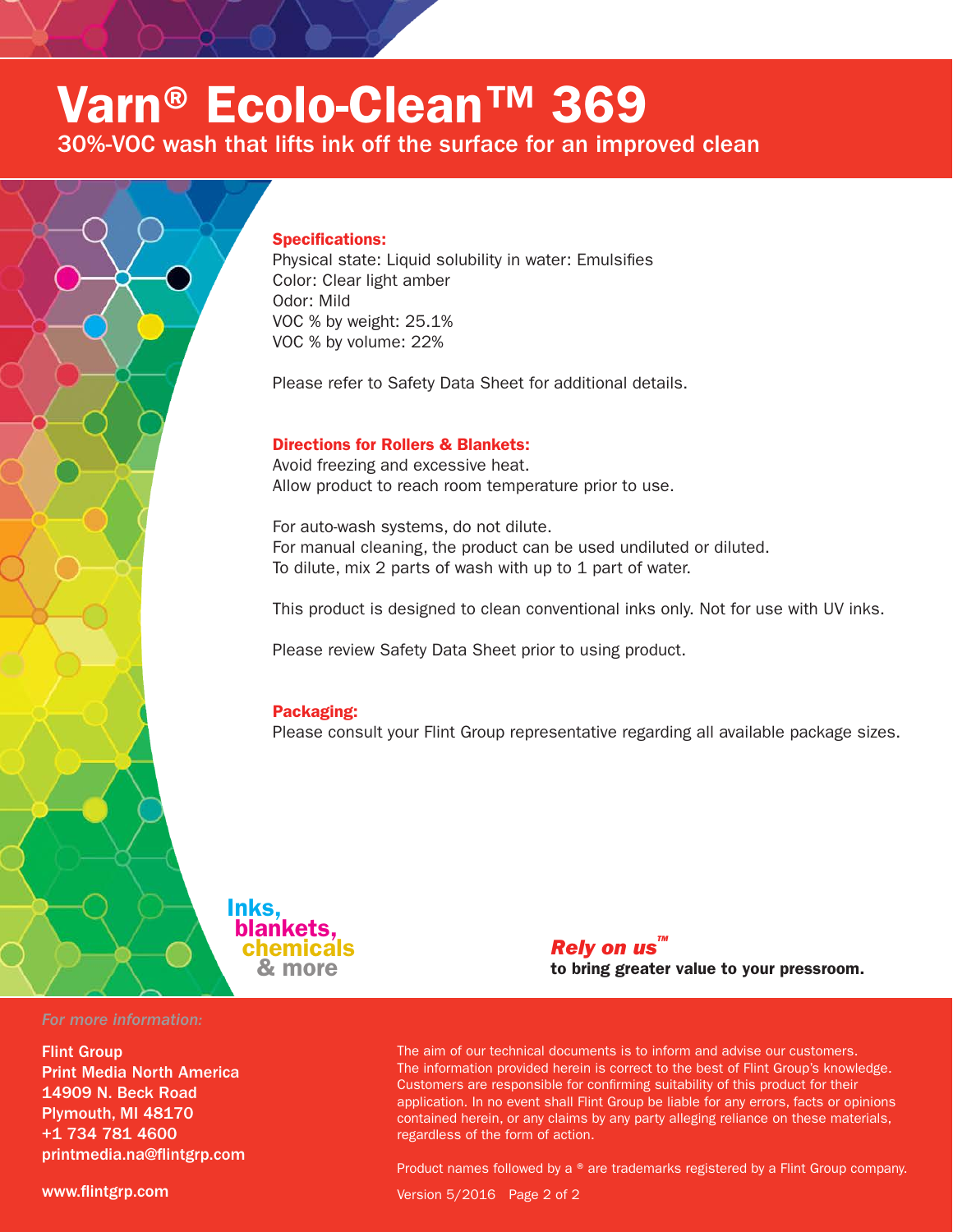# Varn® Ecolo-Clean™ 369

## 30%-VOC wash that lifts ink off the surface for an improved clean

**Specifications:**

Physical state: Liquid solubility in water: Emulsifies
Color: Clear light amber
Odor: Mild
VOC % by weight: 25.1%
VOC % by volume: 22%

Please refer to Safety Data Sheet for additional details.

**Directions for Rollers & Blankets:**

Avoid freezing and excessive heat.
Allow product to reach room temperature prior to use.

For auto-wash systems, do not dilute.
For manual cleaning, the product can be used undiluted or diluted.
To dilute, mix 2 parts of wash with up to 1 part of water.

This product is designed to clean conventional inks only. Not for use with UV inks.

Please review Safety Data Sheet prior to using product.

**Packaging:**

Please consult your Flint Group representative regarding all available package sizes.

Inks, blankets, chemicals & more

***Rely on us™***
**to bring greater value to your pressroom.**

*For more information:*

**Flint Group**
**Print Media North America**
**14909 N. Beck Road**
**Plymouth, MI 48170**
**+1 734 781 4600**
**printmedia.na@flintgrp.com**

**www.flintgrp.com**

The aim of our technical documents is to inform and advise our customers. The information provided herein is correct to the best of Flint Group's knowledge. Customers are responsible for confirming suitability of this product for their application. In no event shall Flint Group be liable for any errors, facts or opinions contained herein, or any claims by any party alleging reliance on these materials, regardless of the form of action.

Product names followed by a ® are trademarks registered by a Flint Group company.

Version 5/2016